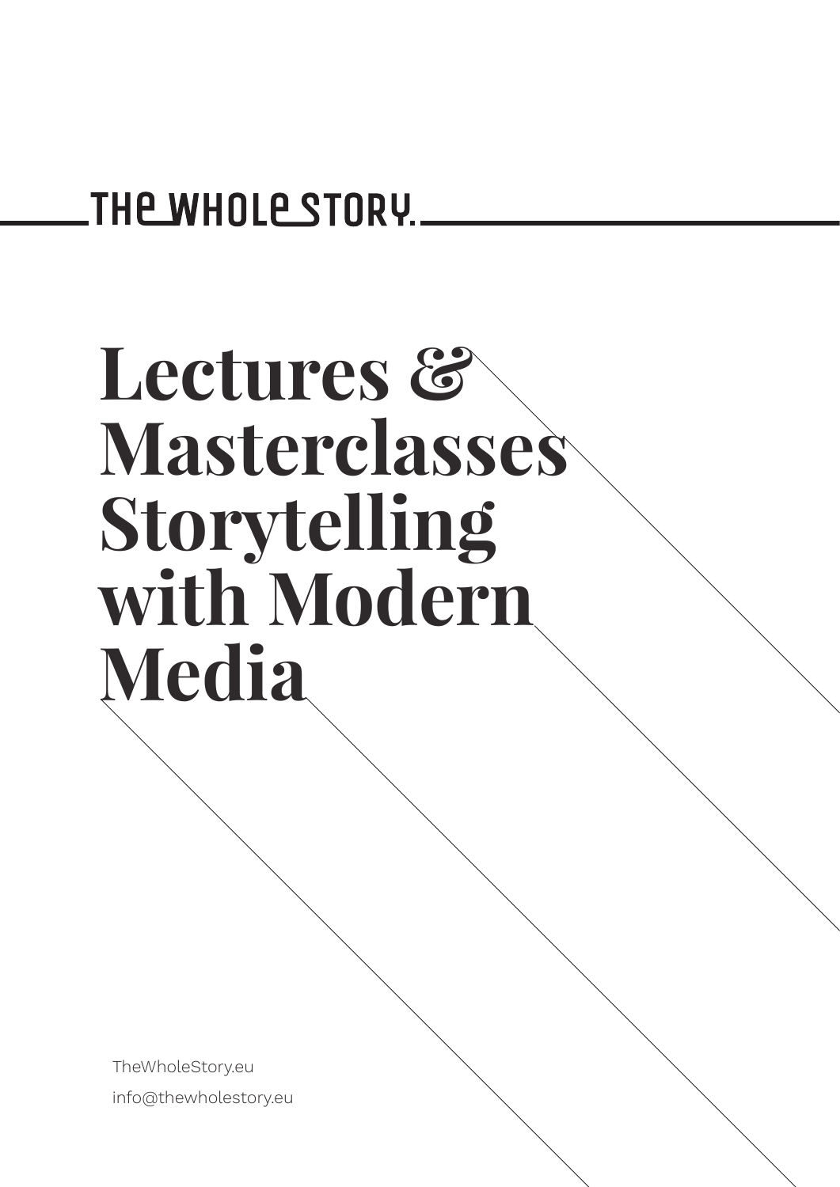THE WHOLE STORY.

# Lectures & Masterclasses Storytelling with Modern Media

TheWholeStory.eu

info@thewholestory.eu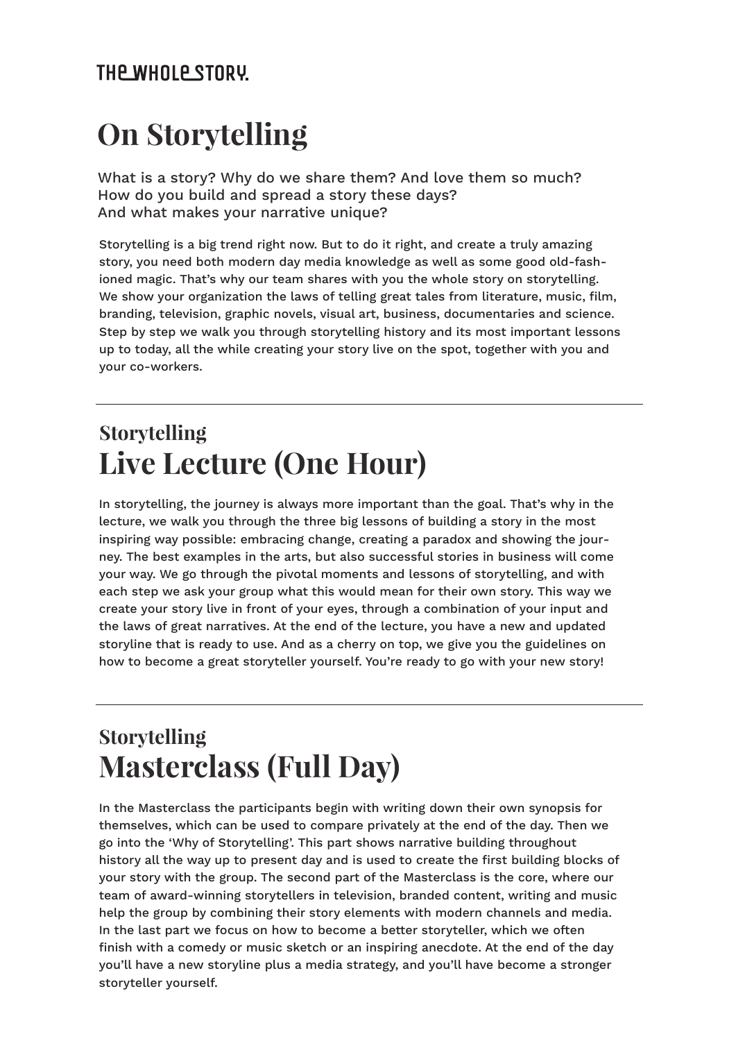THE WHOLE STORY.

# On Storytelling

What is a story? Why do we share them? And love them so much?
How do you build and spread a story these days?
And what makes your narrative unique?

Storytelling is a big trend right now. But to do it right, and create a truly amazing story, you need both modern day media knowledge as well as some good old-fashioned magic. That's why our team shares with you the whole story on storytelling. We show your organization the laws of telling great tales from literature, music, film, branding, television, graphic novels, visual art, business, documentaries and science. Step by step we walk you through storytelling history and its most important lessons up to today, all the while creating your story live on the spot, together with you and your co-workers.

---

## Storytelling
## Live Lecture (One Hour)

In storytelling, the journey is always more important than the goal. That's why in the lecture, we walk you through the three big lessons of building a story in the most inspiring way possible: embracing change, creating a paradox and showing the journey. The best examples in the arts, but also successful stories in business will come your way. We go through the pivotal moments and lessons of storytelling, and with each step we ask your group what this would mean for their own story. This way we create your story live in front of your eyes, through a combination of your input and the laws of great narratives. At the end of the lecture, you have a new and updated storyline that is ready to use. And as a cherry on top, we give you the guidelines on how to become a great storyteller yourself. You're ready to go with your new story!

---

## Storytelling
## Masterclass (Full Day)

In the Masterclass the participants begin with writing down their own synopsis for themselves, which can be used to compare privately at the end of the day. Then we go into the 'Why of Storytelling'. This part shows narrative building throughout history all the way up to present day and is used to create the first building blocks of your story with the group. The second part of the Masterclass is the core, where our team of award-winning storytellers in television, branded content, writing and music help the group by combining their story elements with modern channels and media. In the last part we focus on how to become a better storyteller, which we often finish with a comedy or music sketch or an inspiring anecdote. At the end of the day you'll have a new storyline plus a media strategy, and you'll have become a stronger storyteller yourself.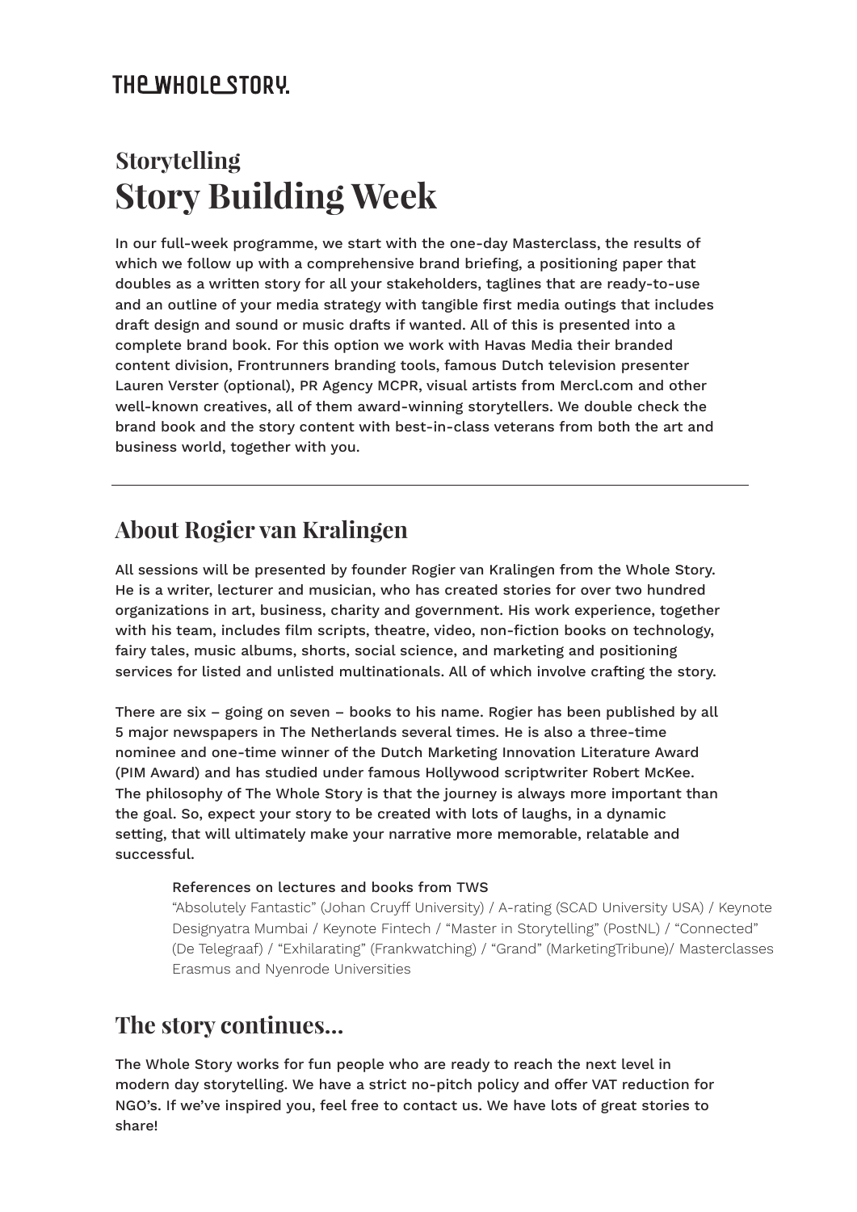THE WHOLE STORY.

## Storytelling

# Story Building Week

In our full-week programme, we start with the one-day Masterclass, the results of which we follow up with a comprehensive brand briefing, a positioning paper that doubles as a written story for all your stakeholders, taglines that are ready-to-use and an outline of your media strategy with tangible first media outings that includes draft design and sound or music drafts if wanted. All of this is presented into a complete brand book. For this option we work with Havas Media their branded content division, Frontrunners branding tools, famous Dutch television presenter Lauren Verster (optional), PR Agency MCPR, visual artists from Mercl.com and other well-known creatives, all of them award-winning storytellers. We double check the brand book and the story content with best-in-class veterans from both the art and business world, together with you.

---

## About Rogier van Kralingen

All sessions will be presented by founder Rogier van Kralingen from the Whole Story. He is a writer, lecturer and musician, who has created stories for over two hundred organizations in art, business, charity and government. His work experience, together with his team, includes film scripts, theatre, video, non-fiction books on technology, fairy tales, music albums, shorts, social science, and marketing and positioning services for listed and unlisted multinationals. All of which involve crafting the story.

There are six – going on seven – books to his name. Rogier has been published by all 5 major newspapers in The Netherlands several times. He is also a three-time nominee and one-time winner of the Dutch Marketing Innovation Literature Award (PIM Award) and has studied under famous Hollywood scriptwriter Robert McKee. The philosophy of The Whole Story is that the journey is always more important than the goal. So, expect your story to be created with lots of laughs, in a dynamic setting, that will ultimately make your narrative more memorable, relatable and successful.

> References on lectures and books from TWS
> "Absolutely Fantastic" (Johan Cruyff University) / A-rating (SCAD University USA) / Keynote Designyatra Mumbai / Keynote Fintech / "Master in Storytelling" (PostNL) / "Connected" (De Telegraaf) / "Exhilarating" (Frankwatching) / "Grand" (MarketingTribune)/ Masterclasses Erasmus and Nyenrode Universities

## The story continues...

The Whole Story works for fun people who are ready to reach the next level in modern day storytelling. We have a strict no-pitch policy and offer VAT reduction for NGO's. If we've inspired you, feel free to contact us. We have lots of great stories to share!